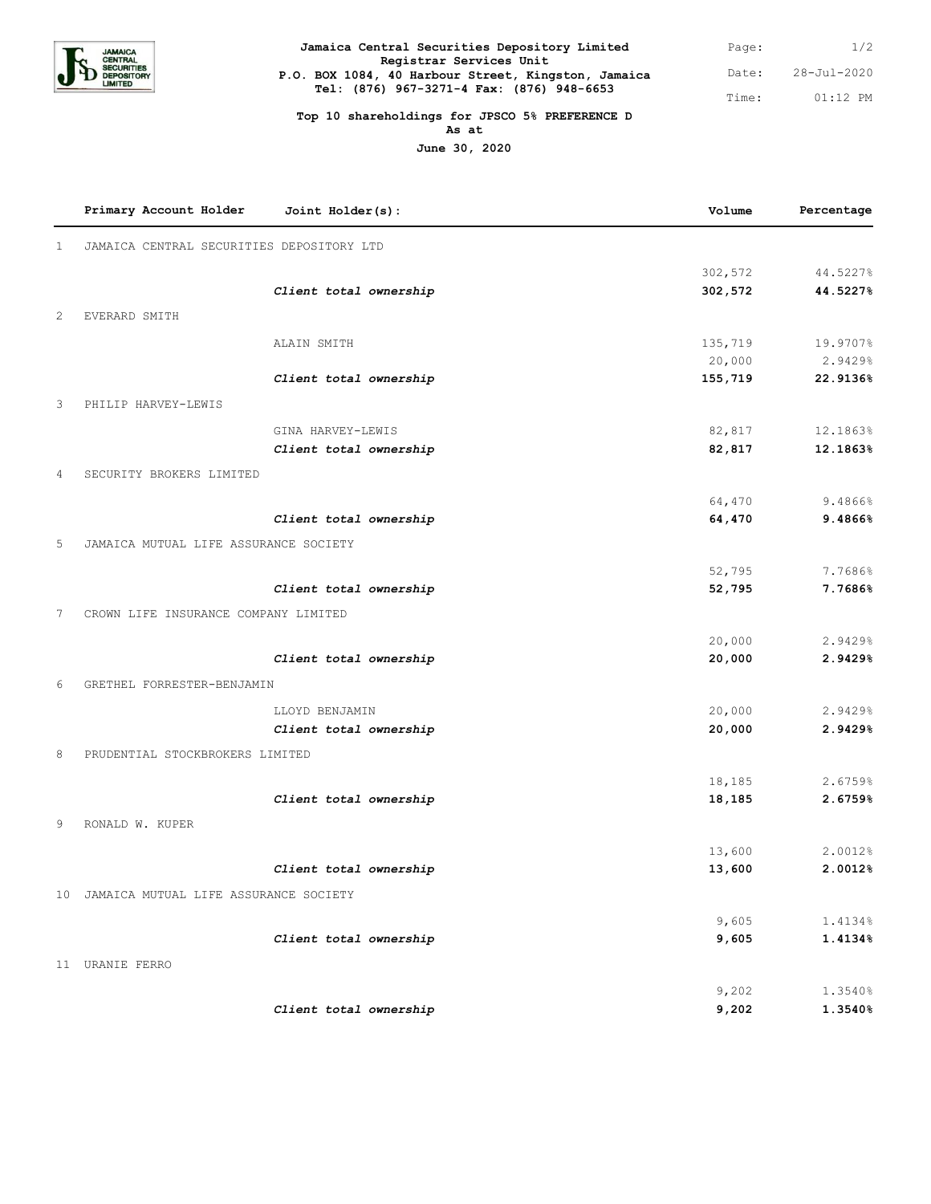**Jamaica Central Securities Depository Limited**
**Registrar Services Unit**
**P.O. BOX 1084, 40 Harbour Street, Kingston, Jamaica**
**Tel: (876) 967-3271-4 Fax: (876) 948-6653**

Date: 28-Jul-2020
Time: 01:12 PM

**Top 10 shareholdings for JPSCO 5% PREFERENCE D**
**As at**
**June 30, 2020**

| | Primary Account Holder | Joint Holder(s): | Volume | Percentage |
|---|---|---|---|---|
| 1 | JAMAICA CENTRAL SECURITIES DEPOSITORY LTD | | | |
| | | | 302,572 | 44.5227% |
| | | ***Client total ownership*** | **302,572** | **44.5227%** |
| 2 | EVERARD SMITH | | | |
| | | ALAIN SMITH | 135,719 | 19.9707% |
| | | | 20,000 | 2.9429% |
| | | ***Client total ownership*** | **155,719** | **22.9136%** |
| 3 | PHILIP HARVEY-LEWIS | | | |
| | | GINA HARVEY-LEWIS | 82,817 | 12.1863% |
| | | ***Client total ownership*** | **82,817** | **12.1863%** |
| 4 | SECURITY BROKERS LIMITED | | | |
| | | | 64,470 | 9.4866% |
| | | ***Client total ownership*** | **64,470** | **9.4866%** |
| 5 | JAMAICA MUTUAL LIFE ASSURANCE SOCIETY | | | |
| | | | 52,795 | 7.7686% |
| | | ***Client total ownership*** | **52,795** | **7.7686%** |
| 7 | CROWN LIFE INSURANCE COMPANY LIMITED | | | |
| | | | 20,000 | 2.9429% |
| | | ***Client total ownership*** | **20,000** | **2.9429%** |
| 6 | GRETHEL FORRESTER-BENJAMIN | | | |
| | | LLOYD BENJAMIN | 20,000 | 2.9429% |
| | | ***Client total ownership*** | **20,000** | **2.9429%** |
| 8 | PRUDENTIAL STOCKBROKERS LIMITED | | | |
| | | | 18,185 | 2.6759% |
| | | ***Client total ownership*** | **18,185** | **2.6759%** |
| 9 | RONALD W. KUPER | | | |
| | | | 13,600 | 2.0012% |
| | | ***Client total ownership*** | **13,600** | **2.0012%** |
| 10 | JAMAICA MUTUAL LIFE ASSURANCE SOCIETY | | | |
| | | | 9,605 | 1.4134% |
| | | ***Client total ownership*** | **9,605** | **1.4134%** |
| 11 | URANIE FERRO | | | |
| | | | 9,202 | 1.3540% |
| | | ***Client total ownership*** | **9,202** | **1.3540%** |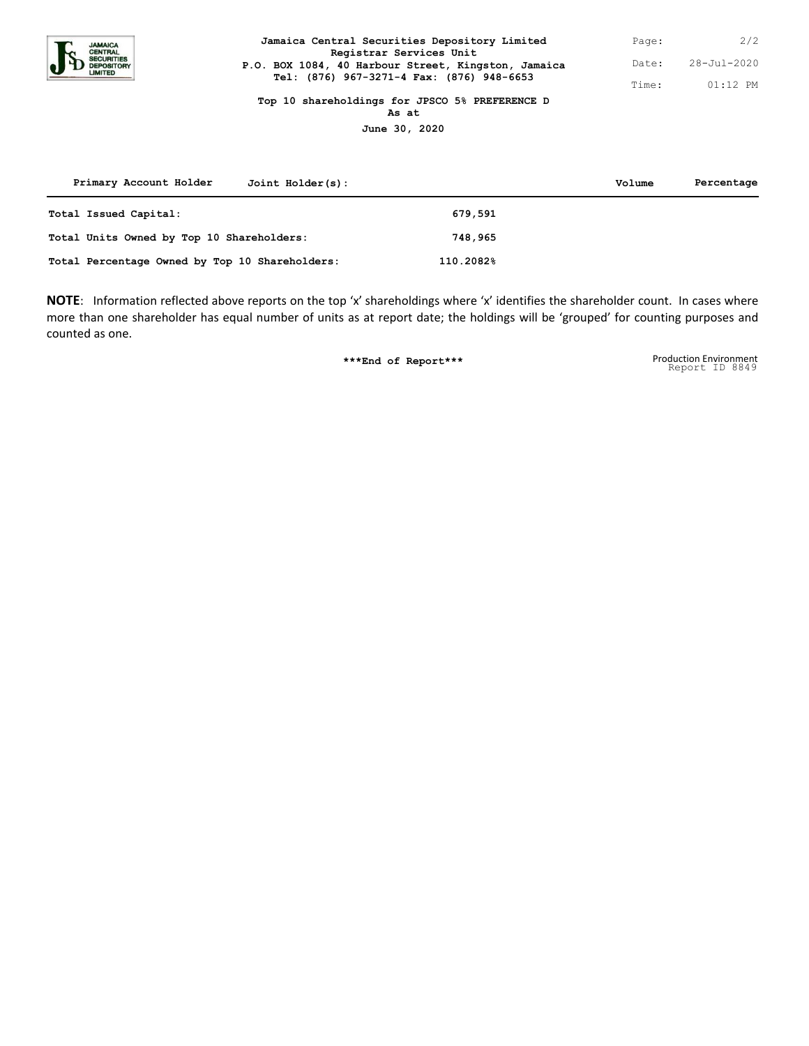**Jamaica Central Securities Depository Limited**
**Registrar Services Unit**
**P.O. BOX 1084, 40 Harbour Street, Kingston, Jamaica**
**Tel: (876) 967-3271-4 Fax: (876) 948-6653**

Date: 28-Jul-2020
Time: 01:12 PM

**Top 10 shareholdings for JPSCO 5% PREFERENCE D**
**As at**
**June 30, 2020**

| Primary Account Holder | Joint Holder(s): | Volume | Percentage |
|---|---|---|---|
| **Total Issued Capital:** | **679,591** | | |
| **Total Units Owned by Top 10 Shareholders:** | **748,965** | | |
| **Total Percentage Owned by Top 10 Shareholders:** | **110.2082%** | | |

**NOTE**: Information reflected above reports on the top 'x' shareholdings where 'x' identifies the shareholder count. In cases where more than one shareholder has equal number of units as at report date; the holdings will be 'grouped' for counting purposes and counted as one.

**\*\*\*End of Report\*\*\***

Production Environment
Report ID 8849